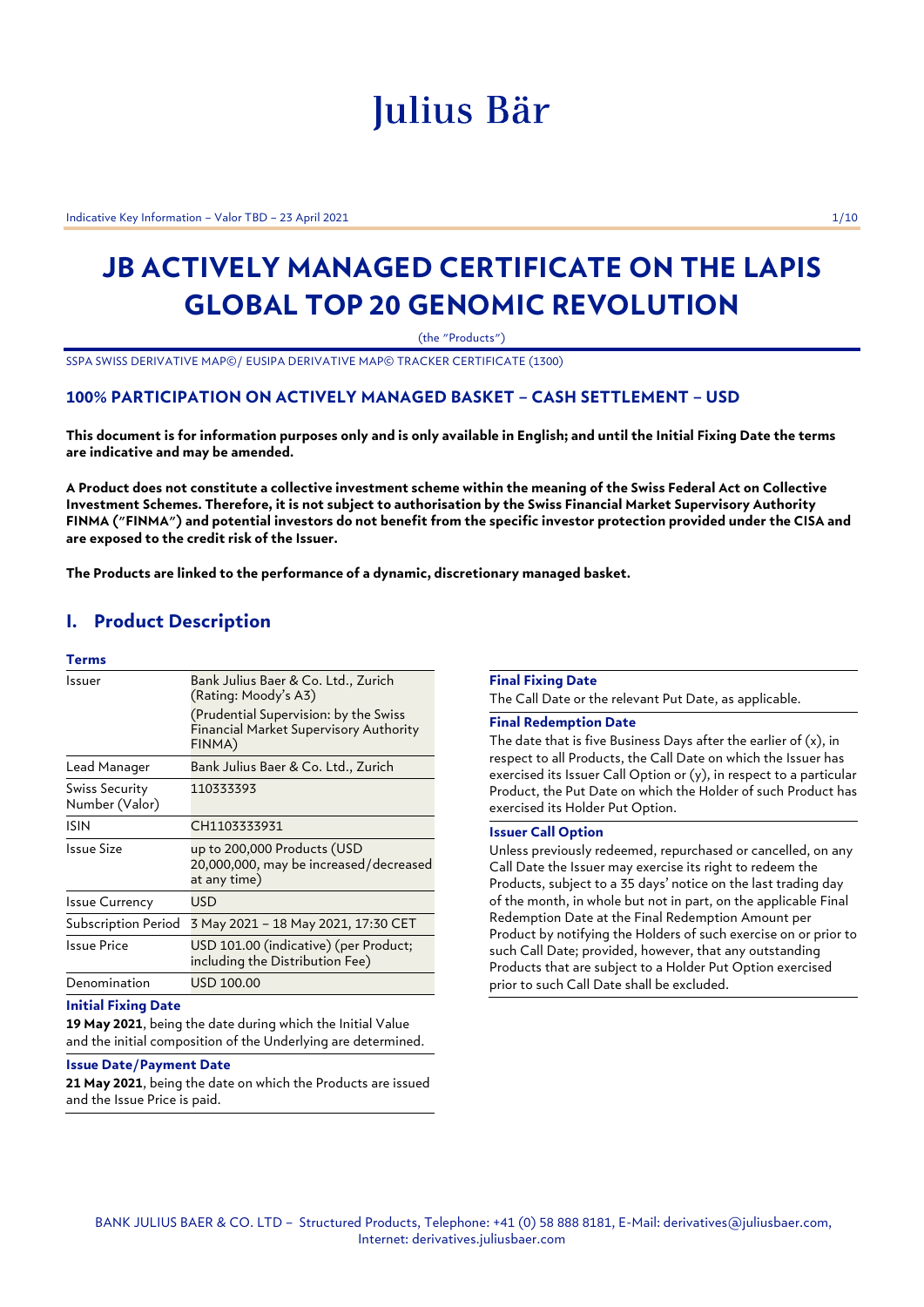# Julius Bär

# JB ACTIVELY MANAGED CERTIFICATE ON THE LAPIS GLOBAL TOP 20 GENOMIC REVOLUTION

(the "Products")

SSPA SWISS DERIVATIVE MAP©/ EUSIPA DERIVATIVE MAP© TRACKER CERTIFICATE (1300)

### 100% PARTICIPATION ON ACTIVELY MANAGED BASKET – CASH SETTLEMENT – USD

**This document is for information purposes only and is only available in English; and until the Initial Fixing Date the terms are indicative and may be amended.**

**A Product does not constitute a collective investment scheme within the meaning of the Swiss Federal Act on Collective Investment Schemes. Therefore, it is not subject to authorisation by the Swiss Financial Market Supervisory Authority FINMA ("FINMA") and potential investors do not benefit from the specific investor protection provided under the CISA and are exposed to the credit risk of the Issuer.**

**The Products are linked to the performance of a dynamic, discretionary managed basket.**

## I. Product Description

**Terms**

| | |
|---|---|
| Issuer | Bank Julius Baer & Co. Ltd., Zurich (Rating: Moody's A3)<br>(Prudential Supervision: by the Swiss Financial Market Supervisory Authority FINMA) |
| Lead Manager | Bank Julius Baer & Co. Ltd., Zurich |
| Swiss Security Number (Valor) | 110333393 |
| ISIN | CH1103333931 |
| Issue Size | up to 200,000 Products (USD 20,000,000, may be increased/decreased at any time) |
| Issue Currency | USD |
| Subscription Period | 3 May 2021 – 18 May 2021, 17:30 CET |
| Issue Price | USD 101.00 (indicative) (per Product; including the Distribution Fee) |
| Denomination | USD 100.00 |

**Initial Fixing Date**

**19 May 2021**, being the date during which the Initial Value and the initial composition of the Underlying are determined.

**Issue Date/Payment Date**

**21 May 2021**, being the date on which the Products are issued and the Issue Price is paid.

**Final Fixing Date**

The Call Date or the relevant Put Date, as applicable.

**Final Redemption Date**

The date that is five Business Days after the earlier of (x), in respect to all Products, the Call Date on which the Issuer has exercised its Issuer Call Option or (y), in respect to a particular Product, the Put Date on which the Holder of such Product has exercised its Holder Put Option.

**Issuer Call Option**

Unless previously redeemed, repurchased or cancelled, on any Call Date the Issuer may exercise its right to redeem the Products, subject to a 35 days' notice on the last trading day of the month, in whole but not in part, on the applicable Final Redemption Date at the Final Redemption Amount per Product by notifying the Holders of such exercise on or prior to such Call Date; provided, however, that any outstanding Products that are subject to a Holder Put Option exercised prior to such Call Date shall be excluded.

BANK JULIUS BAER & CO. LTD – Structured Products, Telephone: +41 (0) 58 888 8181, E-Mail: derivatives@juliusbaer.com, Internet: derivatives.juliusbaer.com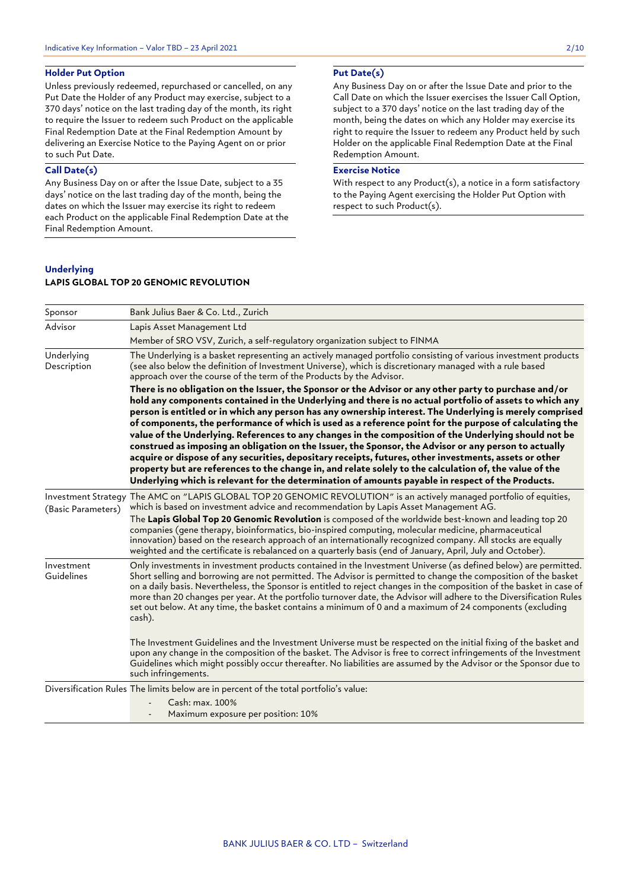### Holder Put Option

Unless previously redeemed, repurchased or cancelled, on any Put Date the Holder of any Product may exercise, subject to a 370 days' notice on the last trading day of the month, its right to require the Issuer to redeem such Product on the applicable Final Redemption Date at the Final Redemption Amount by delivering an Exercise Notice to the Paying Agent on or prior to such Put Date.

### Call Date(s)

Any Business Day on or after the Issue Date, subject to a 35 days' notice on the last trading day of the month, being the dates on which the Issuer may exercise its right to redeem each Product on the applicable Final Redemption Date at the Final Redemption Amount.

### Put Date(s)

Any Business Day on or after the Issue Date and prior to the Call Date on which the Issuer exercises the Issuer Call Option, subject to a 370 days' notice on the last trading day of the month, being the dates on which any Holder may exercise its right to require the Issuer to redeem any Product held by such Holder on the applicable Final Redemption Date at the Final Redemption Amount.

### Exercise Notice

With respect to any Product(s), a notice in a form satisfactory to the Paying Agent exercising the Holder Put Option with respect to such Product(s).

### Underlying

**LAPIS GLOBAL TOP 20 GENOMIC REVOLUTION**

| | |
|---|---|
| Sponsor | Bank Julius Baer & Co. Ltd., Zurich |
| Advisor | Lapis Asset Management Ltd<br>Member of SRO VSV, Zurich, a self-regulatory organization subject to FINMA |
| Underlying Description | The Underlying is a basket representing an actively managed portfolio consisting of various investment products (see also below the definition of Investment Universe), which is discretionary managed with a rule based approach over the course of the term of the Products by the Advisor.<br>**There is no obligation on the Issuer, the Sponsor or the Advisor or any other party to purchase and/or hold any components contained in the Underlying and there is no actual portfolio of assets to which any person is entitled or in which any person has any ownership interest. The Underlying is merely comprised of components, the performance of which is used as a reference point for the purpose of calculating the value of the Underlying. References to any changes in the composition of the Underlying should not be construed as imposing an obligation on the Issuer, the Sponsor, the Advisor or any person to actually acquire or dispose of any securities, depositary receipts, futures, other investments, assets or other property but are references to the change in, and relate solely to the calculation of, the value of the Underlying which is relevant for the determination of amounts payable in respect of the Products.** |
| Investment Strategy (Basic Parameters) | The AMC on "LAPIS GLOBAL TOP 20 GENOMIC REVOLUTION" is an actively managed portfolio of equities, which is based on investment advice and recommendation by Lapis Asset Management AG.<br>The **Lapis Global Top 20 Genomic Revolution** is composed of the worldwide best-known and leading top 20 companies (gene therapy, bioinformatics, bio-inspired computing, molecular medicine, pharmaceutical innovation) based on the research approach of an internationally recognized company. All stocks are equally weighted and the certificate is rebalanced on a quarterly basis (end of January, April, July and October). |
| Investment Guidelines | Only investments in investment products contained in the Investment Universe (as defined below) are permitted. Short selling and borrowing are not permitted. The Advisor is permitted to change the composition of the basket on a daily basis. Nevertheless, the Sponsor is entitled to reject changes in the composition of the basket in case of more than 20 changes per year. At the portfolio turnover date, the Advisor will adhere to the Diversification Rules set out below. At any time, the basket contains a minimum of 0 and a maximum of 24 components (excluding cash).<br><br>The Investment Guidelines and the Investment Universe must be respected on the initial fixing of the basket and upon any change in the composition of the basket. The Advisor is free to correct infringements of the Investment Guidelines which might possibly occur thereafter. No liabilities are assumed by the Advisor or the Sponsor due to such infringements. |
| Diversification Rules | The limits below are in percent of the total portfolio's value:<br>- Cash: max. 100%<br>- Maximum exposure per position: 10% |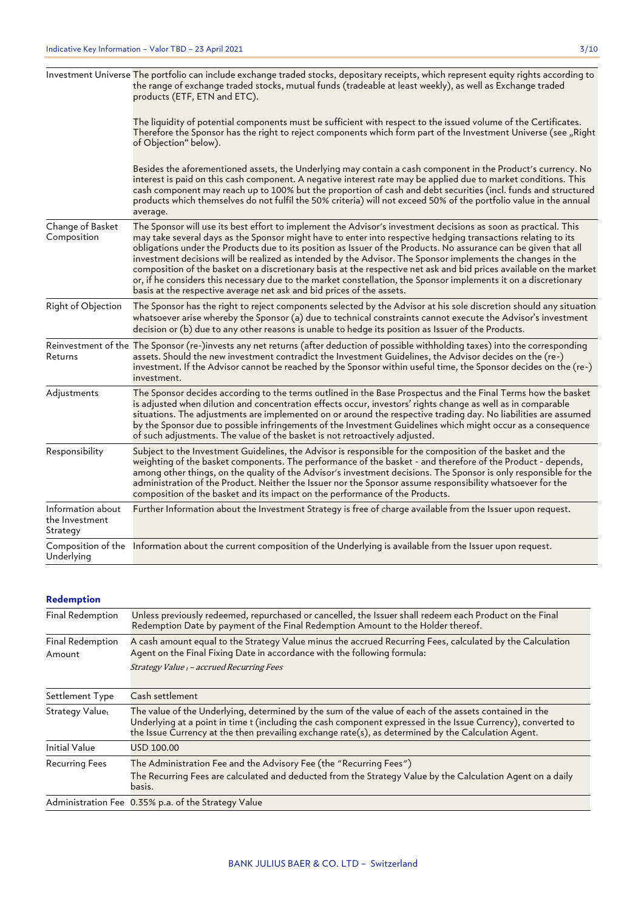| | |
|---|---|
| Investment Universe | The portfolio can include exchange traded stocks, depositary receipts, which represent equity rights according to the range of exchange traded stocks, mutual funds (tradeable at least weekly), as well as Exchange traded products (ETF, ETN and ETC).<br><br>The liquidity of potential components must be sufficient with respect to the issued volume of the Certificates. Therefore the Sponsor has the right to reject components which form part of the Investment Universe (see „Right of Objection" below).<br><br>Besides the aforementioned assets, the Underlying may contain a cash component in the Product's currency. No interest is paid on this cash component. A negative interest rate may be applied due to market conditions. This cash component may reach up to 100% but the proportion of cash and debt securities (incl. funds and structured products which themselves do not fulfil the 50% criteria) will not exceed 50% of the portfolio value in the annual average. |
| Change of Basket Composition | The Sponsor will use its best effort to implement the Advisor's investment decisions as soon as practical. This may take several days as the Sponsor might have to enter into respective hedging transactions relating to its obligations under the Products due to its position as Issuer of the Products. No assurance can be given that all investment decisions will be realized as intended by the Advisor. The Sponsor implements the changes in the composition of the basket on a discretionary basis at the respective net ask and bid prices available on the market or, if he considers this necessary due to the market constellation, the Sponsor implements it on a discretionary basis at the respective average net ask and bid prices of the assets. |
| Right of Objection | The Sponsor has the right to reject components selected by the Advisor at his sole discretion should any situation whatsoever arise whereby the Sponsor (a) due to technical constraints cannot execute the Advisor's investment decision or (b) due to any other reasons is unable to hedge its position as Issuer of the Products. |
| Reinvestment of the Returns | The Sponsor (re-)invests any net returns (after deduction of possible withholding taxes) into the corresponding assets. Should the new investment contradict the Investment Guidelines, the Advisor decides on the (re-) investment. If the Advisor cannot be reached by the Sponsor within useful time, the Sponsor decides on the (re-) investment. |
| Adjustments | The Sponsor decides according to the terms outlined in the Base Prospectus and the Final Terms how the basket is adjusted when dilution and concentration effects occur, investors' rights change as well as in comparable situations. The adjustments are implemented on or around the respective trading day. No liabilities are assumed by the Sponsor due to possible infringements of the Investment Guidelines which might occur as a consequence of such adjustments. The value of the basket is not retroactively adjusted. |
| Responsibility | Subject to the Investment Guidelines, the Advisor is responsible for the composition of the basket and the weighting of the basket components. The performance of the basket - and therefore of the Product - depends, among other things, on the quality of the Advisor's investment decisions. The Sponsor is only responsible for the administration of the Product. Neither the Issuer nor the Sponsor assume responsibility whatsoever for the composition of the basket and its impact on the performance of the Products. |
| Information about the Investment Strategy | Further Information about the Investment Strategy is free of charge available from the Issuer upon request. |
| Composition of the Underlying | Information about the current composition of the Underlying is available from the Issuer upon request. |

## Redemption

| | |
|---|---|
| Final Redemption | Unless previously redeemed, repurchased or cancelled, the Issuer shall redeem each Product on the Final Redemption Date by payment of the Final Redemption Amount to the Holder thereof. |
| Final Redemption Amount | A cash amount equal to the Strategy Value minus the accrued Recurring Fees, calculated by the Calculation Agent on the Final Fixing Date in accordance with the following formula:<br>$\textit{Strategy Value}_t - \textit{accrued Recurring Fees}$ |
| Settlement Type | Cash settlement |
| Strategy Value$_t$ | The value of the Underlying, determined by the sum of the value of each of the assets contained in the Underlying at a point in time t (including the cash component expressed in the Issue Currency), converted to the Issue Currency at the then prevailing exchange rate(s), as determined by the Calculation Agent. |
| Initial Value | USD 100.00 |
| Recurring Fees | The Administration Fee and the Advisory Fee (the "Recurring Fees")<br>The Recurring Fees are calculated and deducted from the Strategy Value by the Calculation Agent on a daily basis. |
| Administration Fee | 0.35% p.a. of the Strategy Value |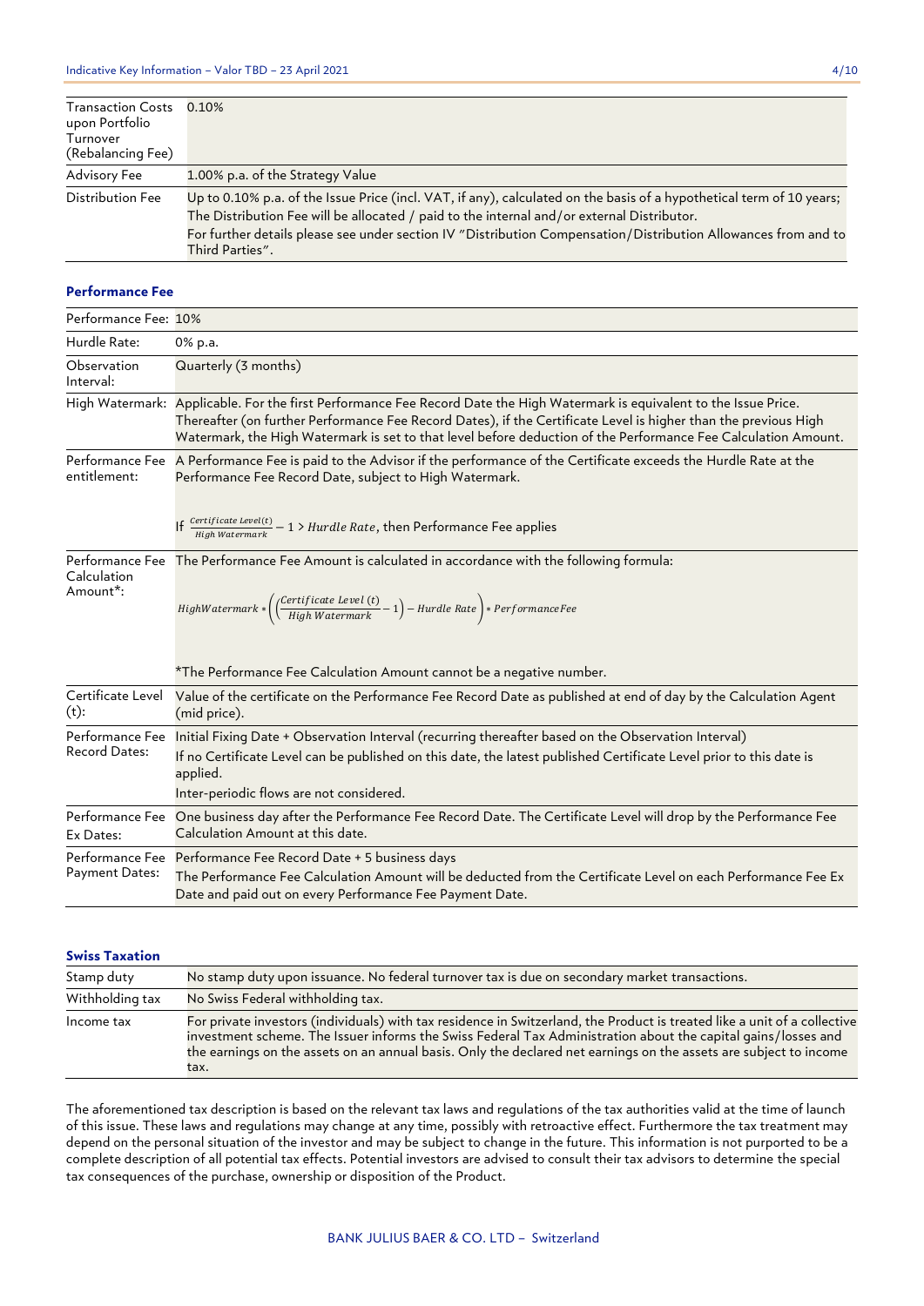| | |
|---|---|
| Transaction Costs upon Portfolio Turnover (Rebalancing Fee) | 0.10% |
| Advisory Fee | 1.00% p.a. of the Strategy Value |
| Distribution Fee | Up to 0.10% p.a. of the Issue Price (incl. VAT, if any), calculated on the basis of a hypothetical term of 10 years; The Distribution Fee will be allocated / paid to the internal and/or external Distributor. For further details please see under section IV "Distribution Compensation/Distribution Allowances from and to Third Parties". |

### Performance Fee

| | |
|---|---|
| Performance Fee: | 10% |
| Hurdle Rate: | 0% p.a. |
| Observation Interval: | Quarterly (3 months) |
| High Watermark: | Applicable. For the first Performance Fee Record Date the High Watermark is equivalent to the Issue Price. Thereafter (on further Performance Fee Record Dates), if the Certificate Level is higher than the previous High Watermark, the High Watermark is set to that level before deduction of the Performance Fee Calculation Amount. |
| Performance Fee entitlement: | A Performance Fee is paid to the Advisor if the performance of the Certificate exceeds the Hurdle Rate at the Performance Fee Record Date, subject to High Watermark. If $\frac{Certificate\ Level(t)}{High\ Watermark} - 1 > Hurdle\ Rate$, then Performance Fee applies |
| Performance Fee Calculation Amount*: | The Performance Fee Amount is calculated in accordance with the following formula: $HighWatermark * \left(\left(\frac{Certificate\ Level\ (t)}{High\ Watermark} - 1\right) - Hurdle\ Rate\right) * PerformanceFee$ *The Performance Fee Calculation Amount cannot be a negative number. |
| Certificate Level (t): | Value of the certificate on the Performance Fee Record Date as published at end of day by the Calculation Agent (mid price). |
| Performance Fee Record Dates: | Initial Fixing Date + Observation Interval (recurring thereafter based on the Observation Interval) If no Certificate Level can be published on this date, the latest published Certificate Level prior to this date is applied. Inter-periodic flows are not considered. |
| Performance Fee Ex Dates: | One business day after the Performance Fee Record Date. The Certificate Level will drop by the Performance Fee Calculation Amount at this date. |
| Performance Fee Payment Dates: | Performance Fee Record Date + 5 business days The Performance Fee Calculation Amount will be deducted from the Certificate Level on each Performance Fee Ex Date and paid out on every Performance Fee Payment Date. |

### Swiss Taxation

| | |
|---|---|
| Stamp duty | No stamp duty upon issuance. No federal turnover tax is due on secondary market transactions. |
| Withholding tax | No Swiss Federal withholding tax. |
| Income tax | For private investors (individuals) with tax residence in Switzerland, the Product is treated like a unit of a collective investment scheme. The Issuer informs the Swiss Federal Tax Administration about the capital gains/losses and the earnings on the assets on an annual basis. Only the declared net earnings on the assets are subject to income tax. |

The aforementioned tax description is based on the relevant tax laws and regulations of the tax authorities valid at the time of launch of this issue. These laws and regulations may change at any time, possibly with retroactive effect. Furthermore the tax treatment may depend on the personal situation of the investor and may be subject to change in the future. This information is not purported to be a complete description of all potential tax effects. Potential investors are advised to consult their tax advisors to determine the special tax consequences of the purchase, ownership or disposition of the Product.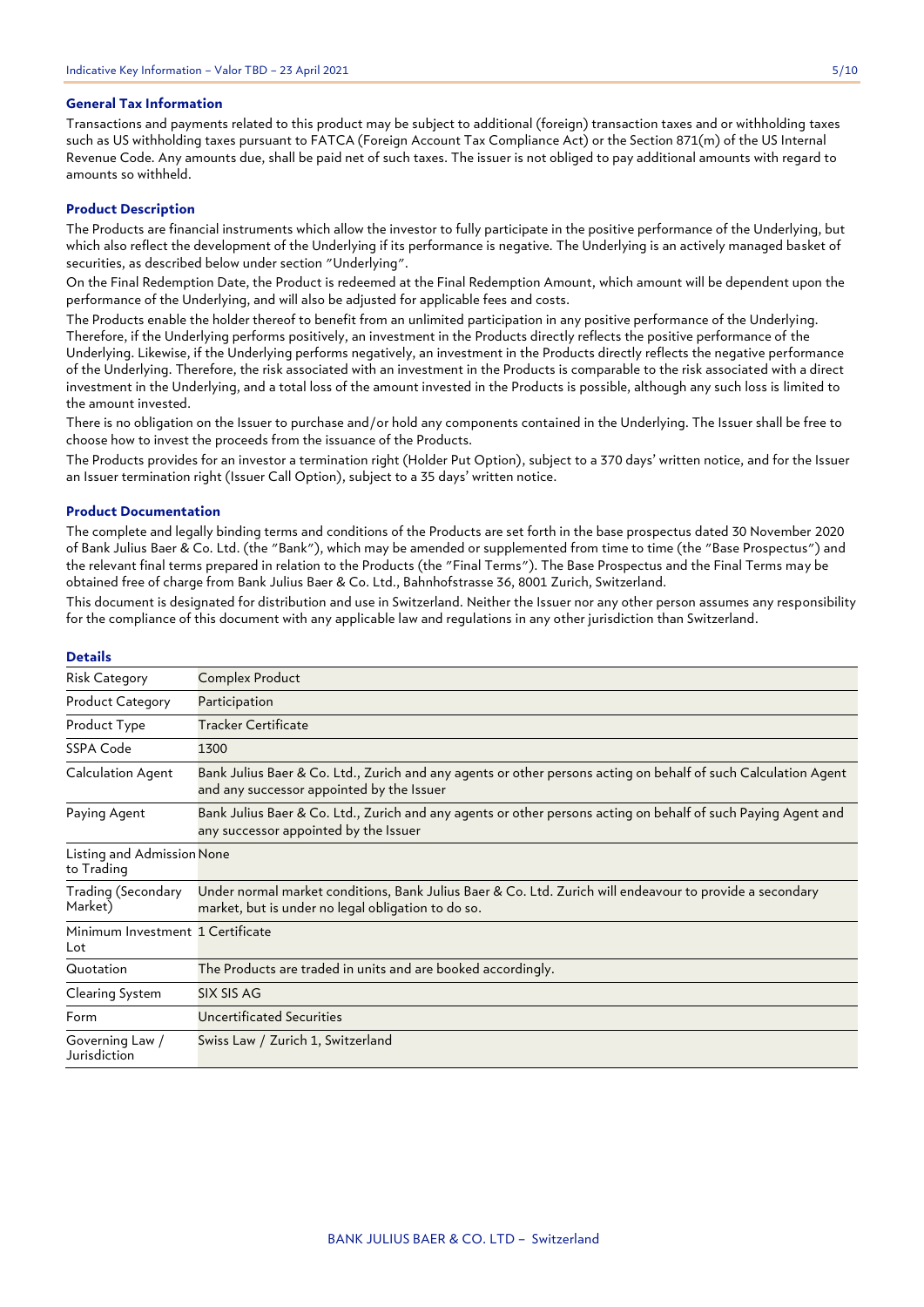### General Tax Information

Transactions and payments related to this product may be subject to additional (foreign) transaction taxes and or withholding taxes such as US withholding taxes pursuant to FATCA (Foreign Account Tax Compliance Act) or the Section 871(m) of the US Internal Revenue Code. Any amounts due, shall be paid net of such taxes. The issuer is not obliged to pay additional amounts with regard to amounts so withheld.

### Product Description

The Products are financial instruments which allow the investor to fully participate in the positive performance of the Underlying, but which also reflect the development of the Underlying if its performance is negative. The Underlying is an actively managed basket of securities, as described below under section "Underlying".

On the Final Redemption Date, the Product is redeemed at the Final Redemption Amount, which amount will be dependent upon the performance of the Underlying, and will also be adjusted for applicable fees and costs.

The Products enable the holder thereof to benefit from an unlimited participation in any positive performance of the Underlying. Therefore, if the Underlying performs positively, an investment in the Products directly reflects the positive performance of the Underlying. Likewise, if the Underlying performs negatively, an investment in the Products directly reflects the negative performance of the Underlying. Therefore, the risk associated with an investment in the Products is comparable to the risk associated with a direct investment in the Underlying, and a total loss of the amount invested in the Products is possible, although any such loss is limited to the amount invested.

There is no obligation on the Issuer to purchase and/or hold any components contained in the Underlying. The Issuer shall be free to choose how to invest the proceeds from the issuance of the Products.

The Products provides for an investor a termination right (Holder Put Option), subject to a 370 days' written notice, and for the Issuer an Issuer termination right (Issuer Call Option), subject to a 35 days' written notice.

### Product Documentation

The complete and legally binding terms and conditions of the Products are set forth in the base prospectus dated 30 November 2020 of Bank Julius Baer & Co. Ltd. (the "Bank"), which may be amended or supplemented from time to time (the "Base Prospectus") and the relevant final terms prepared in relation to the Products (the "Final Terms"). The Base Prospectus and the Final Terms may be obtained free of charge from Bank Julius Baer & Co. Ltd., Bahnhofstrasse 36, 8001 Zurich, Switzerland.

This document is designated for distribution and use in Switzerland. Neither the Issuer nor any other person assumes any responsibility for the compliance of this document with any applicable law and regulations in any other jurisdiction than Switzerland.

### Details

| | |
|---|---|
| Risk Category | Complex Product |
| Product Category | Participation |
| Product Type | Tracker Certificate |
| SSPA Code | 1300 |
| Calculation Agent | Bank Julius Baer & Co. Ltd., Zurich and any agents or other persons acting on behalf of such Calculation Agent and any successor appointed by the Issuer |
| Paying Agent | Bank Julius Baer & Co. Ltd., Zurich and any agents or other persons acting on behalf of such Paying Agent and any successor appointed by the Issuer |
| Listing and Admission to Trading | None |
| Trading (Secondary Market) | Under normal market conditions, Bank Julius Baer & Co. Ltd. Zurich will endeavour to provide a secondary market, but is under no legal obligation to do so. |
| Minimum Investment Lot | 1 Certificate |
| Quotation | The Products are traded in units and are booked accordingly. |
| Clearing System | SIX SIS AG |
| Form | Uncertificated Securities |
| Governing Law / Jurisdiction | Swiss Law / Zurich 1, Switzerland |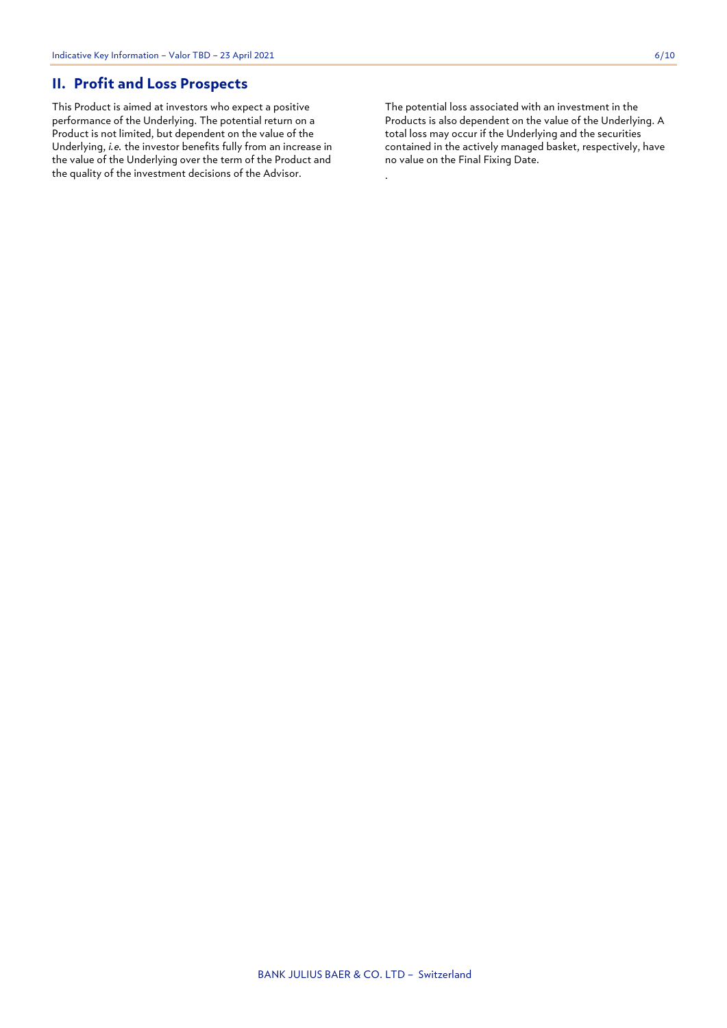## II. Profit and Loss Prospects

This Product is aimed at investors who expect a positive performance of the Underlying. The potential return on a Product is not limited, but dependent on the value of the Underlying, *i.e.* the investor benefits fully from an increase in the value of the Underlying over the term of the Product and the quality of the investment decisions of the Advisor.

The potential loss associated with an investment in the Products is also dependent on the value of the Underlying. A total loss may occur if the Underlying and the securities contained in the actively managed basket, respectively, have no value on the Final Fixing Date.

.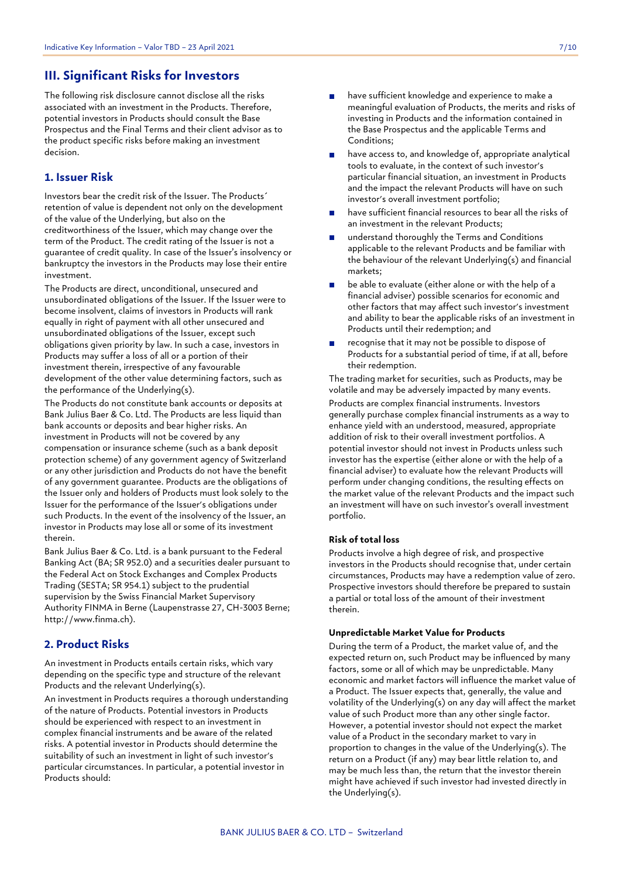## III. Significant Risks for Investors

The following risk disclosure cannot disclose all the risks associated with an investment in the Products. Therefore, potential investors in Products should consult the Base Prospectus and the Final Terms and their client advisor as to the product specific risks before making an investment decision.

### 1. Issuer Risk

Investors bear the credit risk of the Issuer. The Products´ retention of value is dependent not only on the development of the value of the Underlying, but also on the creditworthiness of the Issuer, which may change over the term of the Product. The credit rating of the Issuer is not a guarantee of credit quality. In case of the Issuer's insolvency or bankruptcy the investors in the Products may lose their entire investment.

The Products are direct, unconditional, unsecured and unsubordinated obligations of the Issuer. If the Issuer were to become insolvent, claims of investors in Products will rank equally in right of payment with all other unsecured and unsubordinated obligations of the Issuer, except such obligations given priority by law. In such a case, investors in Products may suffer a loss of all or a portion of their investment therein, irrespective of any favourable development of the other value determining factors, such as the performance of the Underlying(s).

The Products do not constitute bank accounts or deposits at Bank Julius Baer & Co. Ltd. The Products are less liquid than bank accounts or deposits and bear higher risks. An investment in Products will not be covered by any compensation or insurance scheme (such as a bank deposit protection scheme) of any government agency of Switzerland or any other jurisdiction and Products do not have the benefit of any government guarantee. Products are the obligations of the Issuer only and holders of Products must look solely to the Issuer for the performance of the Issuer's obligations under such Products. In the event of the insolvency of the Issuer, an investor in Products may lose all or some of its investment therein.

Bank Julius Baer & Co. Ltd. is a bank pursuant to the Federal Banking Act (BA; SR 952.0) and a securities dealer pursuant to the Federal Act on Stock Exchanges and Complex Products Trading (SESTA; SR 954.1) subject to the prudential supervision by the Swiss Financial Market Supervisory Authority FINMA in Berne (Laupenstrasse 27, CH-3003 Berne; http://www.finma.ch).

### 2. Product Risks

An investment in Products entails certain risks, which vary depending on the specific type and structure of the relevant Products and the relevant Underlying(s).

An investment in Products requires a thorough understanding of the nature of Products. Potential investors in Products should be experienced with respect to an investment in complex financial instruments and be aware of the related risks. A potential investor in Products should determine the suitability of such an investment in light of such investor's particular circumstances. In particular, a potential investor in Products should:

- have sufficient knowledge and experience to make a meaningful evaluation of Products, the merits and risks of investing in Products and the information contained in the Base Prospectus and the applicable Terms and Conditions;
- have access to, and knowledge of, appropriate analytical tools to evaluate, in the context of such investor's particular financial situation, an investment in Products and the impact the relevant Products will have on such investor's overall investment portfolio;
- have sufficient financial resources to bear all the risks of an investment in the relevant Products;
- understand thoroughly the Terms and Conditions applicable to the relevant Products and be familiar with the behaviour of the relevant Underlying(s) and financial markets;
- be able to evaluate (either alone or with the help of a financial adviser) possible scenarios for economic and other factors that may affect such investor's investment and ability to bear the applicable risks of an investment in Products until their redemption; and
- recognise that it may not be possible to dispose of Products for a substantial period of time, if at all, before their redemption.

The trading market for securities, such as Products, may be volatile and may be adversely impacted by many events.

Products are complex financial instruments. Investors generally purchase complex financial instruments as a way to enhance yield with an understood, measured, appropriate addition of risk to their overall investment portfolios. A potential investor should not invest in Products unless such investor has the expertise (either alone or with the help of a financial adviser) to evaluate how the relevant Products will perform under changing conditions, the resulting effects on the market value of the relevant Products and the impact such an investment will have on such investor's overall investment portfolio.

**Risk of total loss**

Products involve a high degree of risk, and prospective investors in the Products should recognise that, under certain circumstances, Products may have a redemption value of zero. Prospective investors should therefore be prepared to sustain a partial or total loss of the amount of their investment therein.

**Unpredictable Market Value for Products**

During the term of a Product, the market value of, and the expected return on, such Product may be influenced by many factors, some or all of which may be unpredictable. Many economic and market factors will influence the market value of a Product. The Issuer expects that, generally, the value and volatility of the Underlying(s) on any day will affect the market value of such Product more than any other single factor. However, a potential investor should not expect the market value of a Product in the secondary market to vary in proportion to changes in the value of the Underlying(s). The return on a Product (if any) may bear little relation to, and may be much less than, the return that the investor therein might have achieved if such investor had invested directly in the Underlying(s).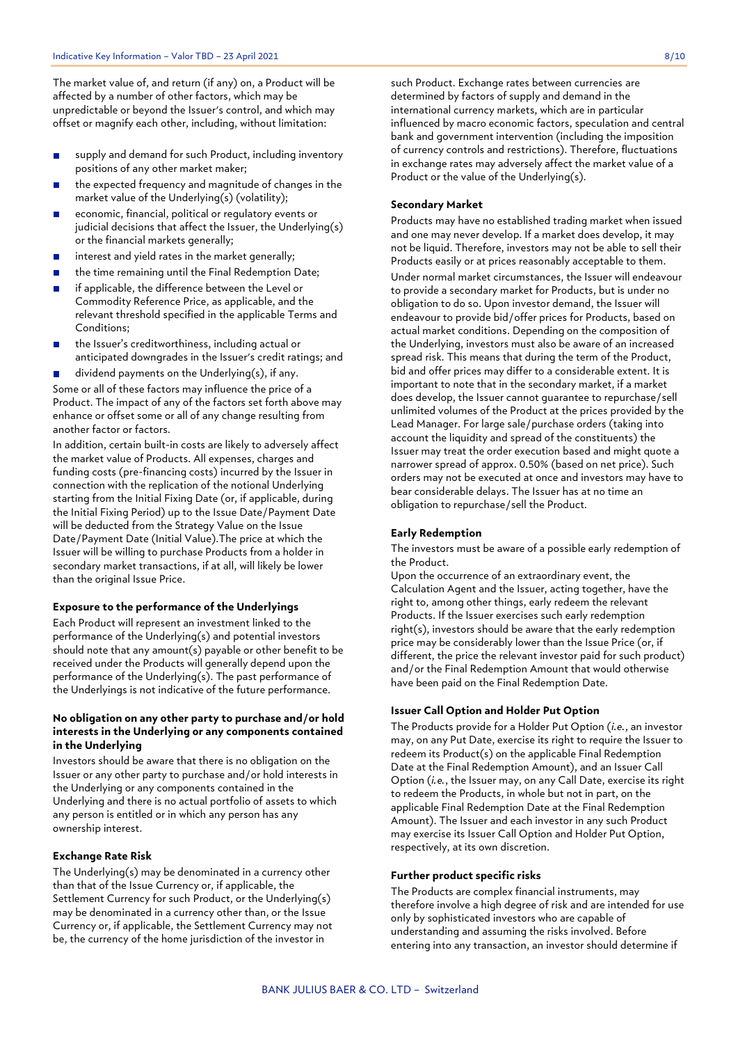The market value of, and return (if any) on, a Product will be affected by a number of other factors, which may be unpredictable or beyond the Issuer's control, and which may offset or magnify each other, including, without limitation:

- supply and demand for such Product, including inventory positions of any other market maker;
- the expected frequency and magnitude of changes in the market value of the Underlying(s) (volatility);
- economic, financial, political or regulatory events or judicial decisions that affect the Issuer, the Underlying(s) or the financial markets generally;
- interest and yield rates in the market generally;
- the time remaining until the Final Redemption Date;
- if applicable, the difference between the Level or Commodity Reference Price, as applicable, and the relevant threshold specified in the applicable Terms and Conditions;
- the Issuer's creditworthiness, including actual or anticipated downgrades in the Issuer's credit ratings; and
- dividend payments on the Underlying(s), if any.

Some or all of these factors may influence the price of a Product. The impact of any of the factors set forth above may enhance or offset some or all of any change resulting from another factor or factors.

In addition, certain built-in costs are likely to adversely affect the market value of Products. All expenses, charges and funding costs (pre-financing costs) incurred by the Issuer in connection with the replication of the notional Underlying starting from the Initial Fixing Date (or, if applicable, during the Initial Fixing Period) up to the Issue Date/Payment Date will be deducted from the Strategy Value on the Issue Date/Payment Date (Initial Value).The price at which the Issuer will be willing to purchase Products from a holder in secondary market transactions, if at all, will likely be lower than the original Issue Price.

**Exposure to the performance of the Underlyings**

Each Product will represent an investment linked to the performance of the Underlying(s) and potential investors should note that any amount(s) payable or other benefit to be received under the Products will generally depend upon the performance of the Underlying(s). The past performance of the Underlyings is not indicative of the future performance.

**No obligation on any other party to purchase and/or hold interests in the Underlying or any components contained in the Underlying**

Investors should be aware that there is no obligation on the Issuer or any other party to purchase and/or hold interests in the Underlying or any components contained in the Underlying and there is no actual portfolio of assets to which any person is entitled or in which any person has any ownership interest.

**Exchange Rate Risk**

The Underlying(s) may be denominated in a currency other than that of the Issue Currency or, if applicable, the Settlement Currency for such Product, or the Underlying(s) may be denominated in a currency other than, or the Issue Currency or, if applicable, the Settlement Currency may not be, the currency of the home jurisdiction of the investor in such Product. Exchange rates between currencies are determined by factors of supply and demand in the international currency markets, which are in particular influenced by macro economic factors, speculation and central bank and government intervention (including the imposition of currency controls and restrictions). Therefore, fluctuations in exchange rates may adversely affect the market value of a Product or the value of the Underlying(s).

**Secondary Market**

Products may have no established trading market when issued and one may never develop. If a market does develop, it may not be liquid. Therefore, investors may not be able to sell their Products easily or at prices reasonably acceptable to them.

Under normal market circumstances, the Issuer will endeavour to provide a secondary market for Products, but is under no obligation to do so. Upon investor demand, the Issuer will endeavour to provide bid/offer prices for Products, based on actual market conditions. Depending on the composition of the Underlying, investors must also be aware of an increased spread risk. This means that during the term of the Product, bid and offer prices may differ to a considerable extent. It is important to note that in the secondary market, if a market does develop, the Issuer cannot guarantee to repurchase/sell unlimited volumes of the Product at the prices provided by the Lead Manager. For large sale/purchase orders (taking into account the liquidity and spread of the constituents) the Issuer may treat the order execution based and might quote a narrower spread of approx. 0.50% (based on net price). Such orders may not be executed at once and investors may have to bear considerable delays. The Issuer has at no time an obligation to repurchase/sell the Product.

**Early Redemption**

The investors must be aware of a possible early redemption of the Product.

Upon the occurrence of an extraordinary event, the Calculation Agent and the Issuer, acting together, have the right to, among other things, early redeem the relevant Products. If the Issuer exercises such early redemption right(s), investors should be aware that the early redemption price may be considerably lower than the Issue Price (or, if different, the price the relevant investor paid for such product) and/or the Final Redemption Amount that would otherwise have been paid on the Final Redemption Date.

**Issuer Call Option and Holder Put Option**

The Products provide for a Holder Put Option (*i.e.*, an investor may, on any Put Date, exercise its right to require the Issuer to redeem its Product(s) on the applicable Final Redemption Date at the Final Redemption Amount), and an Issuer Call Option (*i.e.*, the Issuer may, on any Call Date, exercise its right to redeem the Products, in whole but not in part, on the applicable Final Redemption Date at the Final Redemption Amount). The Issuer and each investor in any such Product may exercise its Issuer Call Option and Holder Put Option, respectively, at its own discretion.

**Further product specific risks**

The Products are complex financial instruments, may therefore involve a high degree of risk and are intended for use only by sophisticated investors who are capable of understanding and assuming the risks involved. Before entering into any transaction, an investor should determine if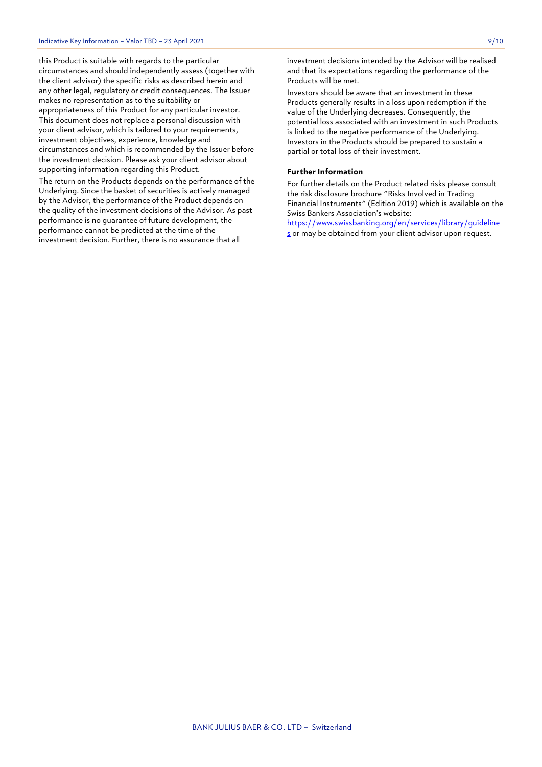this Product is suitable with regards to the particular circumstances and should independently assess (together with the client advisor) the specific risks as described herein and any other legal, regulatory or credit consequences. The Issuer makes no representation as to the suitability or appropriateness of this Product for any particular investor. This document does not replace a personal discussion with your client advisor, which is tailored to your requirements, investment objectives, experience, knowledge and circumstances and which is recommended by the Issuer before the investment decision. Please ask your client advisor about supporting information regarding this Product.

The return on the Products depends on the performance of the Underlying. Since the basket of securities is actively managed by the Advisor, the performance of the Product depends on the quality of the investment decisions of the Advisor. As past performance is no guarantee of future development, the performance cannot be predicted at the time of the investment decision. Further, there is no assurance that all investment decisions intended by the Advisor will be realised and that its expectations regarding the performance of the Products will be met.

Investors should be aware that an investment in these Products generally results in a loss upon redemption if the value of the Underlying decreases. Consequently, the potential loss associated with an investment in such Products is linked to the negative performance of the Underlying. Investors in the Products should be prepared to sustain a partial or total loss of their investment.

**Further Information**

For further details on the Product related risks please consult the risk disclosure brochure "Risks Involved in Trading Financial Instruments" (Edition 2019) which is available on the Swiss Bankers Association's website: https://www.swissbanking.org/en/services/library/guidelines or may be obtained from your client advisor upon request.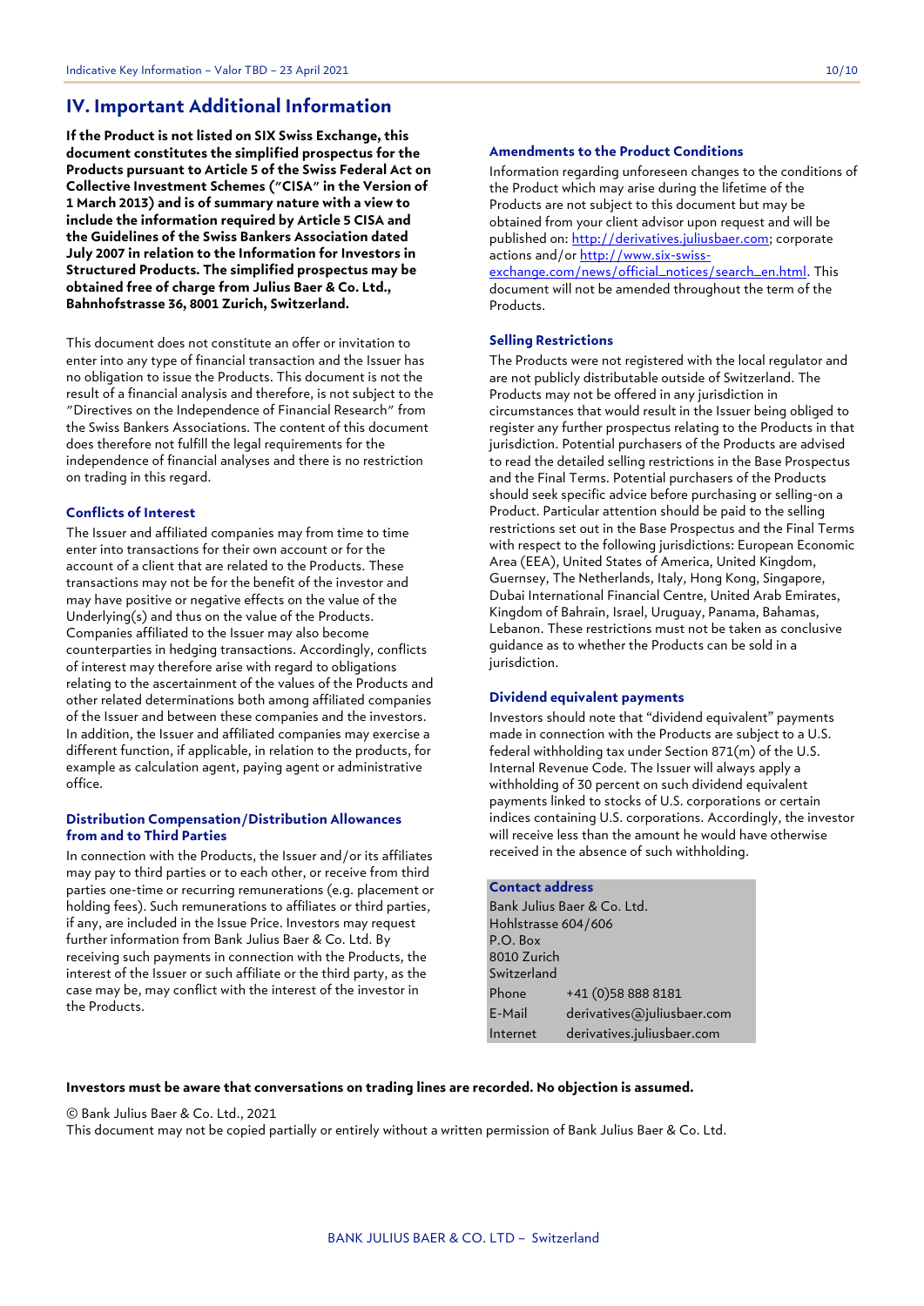## IV. Important Additional Information

**If the Product is not listed on SIX Swiss Exchange, this document constitutes the simplified prospectus for the Products pursuant to Article 5 of the Swiss Federal Act on Collective Investment Schemes ("CISA" in the Version of 1 March 2013) and is of summary nature with a view to include the information required by Article 5 CISA and the Guidelines of the Swiss Bankers Association dated July 2007 in relation to the Information for Investors in Structured Products. The simplified prospectus may be obtained free of charge from Julius Baer & Co. Ltd., Bahnhofstrasse 36, 8001 Zurich, Switzerland.**

This document does not constitute an offer or invitation to enter into any type of financial transaction and the Issuer has no obligation to issue the Products. This document is not the result of a financial analysis and therefore, is not subject to the "Directives on the Independence of Financial Research" from the Swiss Bankers Associations. The content of this document does therefore not fulfill the legal requirements for the independence of financial analyses and there is no restriction on trading in this regard.

### Conflicts of Interest

The Issuer and affiliated companies may from time to time enter into transactions for their own account or for the account of a client that are related to the Products. These transactions may not be for the benefit of the investor and may have positive or negative effects on the value of the Underlying(s) and thus on the value of the Products. Companies affiliated to the Issuer may also become counterparties in hedging transactions. Accordingly, conflicts of interest may therefore arise with regard to obligations relating to the ascertainment of the values of the Products and other related determinations both among affiliated companies of the Issuer and between these companies and the investors. In addition, the Issuer and affiliated companies may exercise a different function, if applicable, in relation to the products, for example as calculation agent, paying agent or administrative office.

### Distribution Compensation/Distribution Allowances from and to Third Parties

In connection with the Products, the Issuer and/or its affiliates may pay to third parties or to each other, or receive from third parties one-time or recurring remunerations (e.g. placement or holding fees). Such remunerations to affiliates or third parties, if any, are included in the Issue Price. Investors may request further information from Bank Julius Baer & Co. Ltd. By receiving such payments in connection with the Products, the interest of the Issuer or such affiliate or the third party, as the case may be, may conflict with the interest of the investor in the Products.

### Amendments to the Product Conditions

Information regarding unforeseen changes to the conditions of the Product which may arise during the lifetime of the Products are not subject to this document but may be obtained from your client advisor upon request and will be published on: http://derivatives.juliusbaer.com; corporate actions and/or http://www.six-swiss-exchange.com/news/official_notices/search_en.html. This document will not be amended throughout the term of the Products.

### Selling Restrictions

The Products were not registered with the local regulator and are not publicly distributable outside of Switzerland. The Products may not be offered in any jurisdiction in circumstances that would result in the Issuer being obliged to register any further prospectus relating to the Products in that jurisdiction. Potential purchasers of the Products are advised to read the detailed selling restrictions in the Base Prospectus and the Final Terms. Potential purchasers of the Products should seek specific advice before purchasing or selling-on a Product. Particular attention should be paid to the selling restrictions set out in the Base Prospectus and the Final Terms with respect to the following jurisdictions: European Economic Area (EEA), United States of America, United Kingdom, Guernsey, The Netherlands, Italy, Hong Kong, Singapore, Dubai International Financial Centre, United Arab Emirates, Kingdom of Bahrain, Israel, Uruguay, Panama, Bahamas, Lebanon. These restrictions must not be taken as conclusive guidance as to whether the Products can be sold in a jurisdiction.

### Dividend equivalent payments

Investors should note that "dividend equivalent" payments made in connection with the Products are subject to a U.S. federal withholding tax under Section 871(m) of the U.S. Internal Revenue Code. The Issuer will always apply a withholding of 30 percent on such dividend equivalent payments linked to stocks of U.S. corporations or certain indices containing U.S. corporations. Accordingly, the investor will receive less than the amount he would have otherwise received in the absence of such withholding.

### Contact address

Bank Julius Baer & Co. Ltd.
Hohlstrasse 604/606
P.O. Box
8010 Zurich
Switzerland

| | |
|---|---|
| Phone | +41 (0)58 888 8181 |
| E-Mail | derivatives@juliusbaer.com |
| Internet | derivatives.juliusbaer.com |

**Investors must be aware that conversations on trading lines are recorded. No objection is assumed.**

© Bank Julius Baer & Co. Ltd., 2021
This document may not be copied partially or entirely without a written permission of Bank Julius Baer & Co. Ltd.